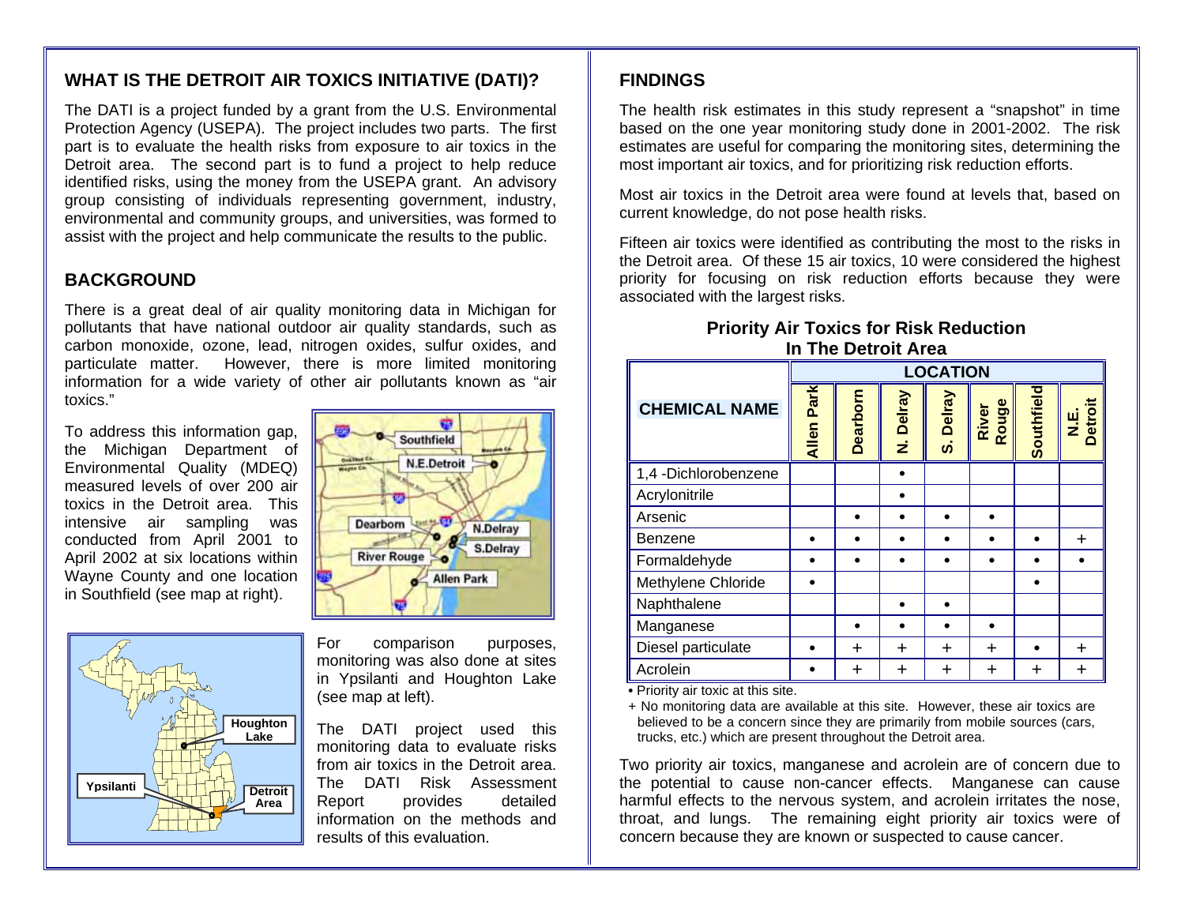## WHAT IS THE DETROIT AIR TOXICS INITIATIVE (DATI)?

The DATI is a project funded by a grant from the U.S. Environmental Protection Agency (USEPA). The project includes two parts. The first part is to evaluate the health risks from exposure to air toxics in the Detroit area. The second part is to fund a project to help reduce identified risks, using the money from the USEPA grant. An advisory group consisting of individuals representing government, industry, environmental and community groups, and universities, was formed to assist with the project and help communicate the results to the public.

## BACKGROUND

There is a great deal of air quality monitoring data in Michigan for pollutants that have national outdoor air quality standards, such as carbon monoxide, ozone, lead, nitrogen oxides, sulfur oxides, and particulate matter. However, there is more limited monitoring information for a wide variety of other air pollutants known as "air toxics."

To address this information gap, the Michigan Department of Environmental Quality (MDEQ) measured levels of over 200 air toxics in the Detroit area. This intensive air sampling was conducted from April 2001 to April 2002 at six locations within Wayne County and one location in Southfield (see map at right).

For comparison purposes, monitoring was also done at sites in Ypsilanti and Houghton Lake (see map at left).

The DATI project used this monitoring data to evaluate risks from air toxics in the Detroit area. The DATI Risk Assessment Report provides detailed information on the methods and results of this evaluation.

## FINDINGS

The health risk estimates in this study represent a "snapshot" in time based on the one year monitoring study done in 2001-2002. The risk estimates are useful for comparing the monitoring sites, determining the most important air toxics, and for prioritizing risk reduction efforts.

Most air toxics in the Detroit area were found at levels that, based on current knowledge, do not pose health risks.

Fifteen air toxics were identified as contributing the most to the risks in the Detroit area. Of these 15 air toxics, 10 were considered the highest priority for focusing on risk reduction efforts because they were associated with the largest risks.

**Priority Air Toxics for Risk Reduction In The Detroit Area**

| CHEMICAL NAME | LOCATION | | | | | | |
|---|---|---|---|---|---|---|---|
| | Allen Park | Dearborn | N. Delray | S. Delray | River Rouge | Southfield | N.E. Detroit |
| 1,4 -Dichlorobenzene | | | • | | | | |
| Acrylonitrile | | | • | | | | |
| Arsenic | | • | • | • | • | | |
| Benzene | • | • | • | • | • | • | + |
| Formaldehyde | • | • | • | • | • | • | • |
| Methylene Chloride | • | | | | | • | |
| Naphthalene | | | • | • | | | |
| Manganese | | • | • | • | • | | |
| Diesel particulate | • | + | + | + | + | • | + |
| Acrolein | • | + | + | + | + | + | + |

• Priority air toxic at this site.

+ No monitoring data are available at this site. However, these air toxics are believed to be a concern since they are primarily from mobile sources (cars, trucks, etc.) which are present throughout the Detroit area.

Two priority air toxics, manganese and acrolein are of concern due to the potential to cause non-cancer effects. Manganese can cause harmful effects to the nervous system, and acrolein irritates the nose, throat, and lungs. The remaining eight priority air toxics were of concern because they are known or suspected to cause cancer.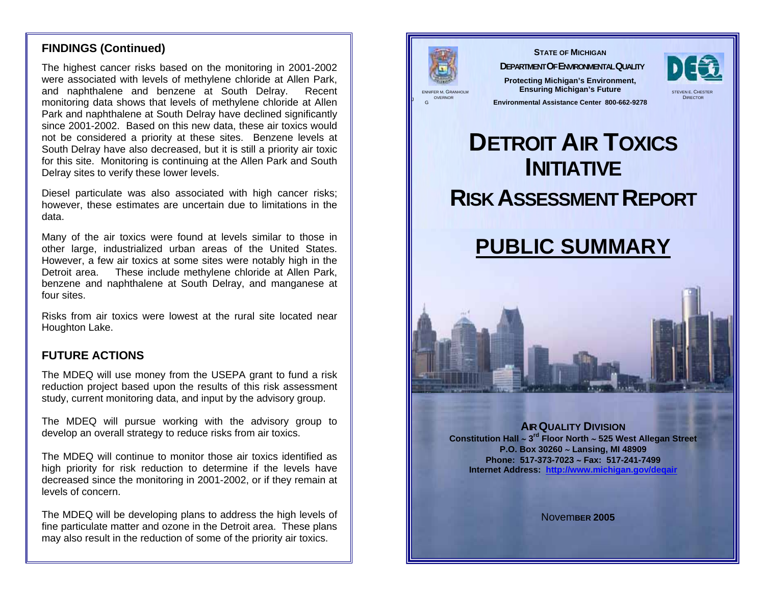## FINDINGS (Continued)

The highest cancer risks based on the monitoring in 2001-2002 were associated with levels of methylene chloride at Allen Park, and naphthalene and benzene at South Delray. Recent monitoring data shows that levels of methylene chloride at Allen Park and naphthalene at South Delray have declined significantly since 2001-2002. Based on this new data, these air toxics would not be considered a priority at these sites. Benzene levels at South Delray have also decreased, but it is still a priority air toxic for this site. Monitoring is continuing at the Allen Park and South Delray sites to verify these lower levels.

Diesel particulate was also associated with high cancer risks; however, these estimates are uncertain due to limitations in the data.

Many of the air toxics were found at levels similar to those in other large, industrialized urban areas of the United States. However, a few air toxics at some sites were notably high in the Detroit area. These include methylene chloride at Allen Park, benzene and naphthalene at South Delray, and manganese at four sites.

Risks from air toxics were lowest at the rural site located near Houghton Lake.

## FUTURE ACTIONS

The MDEQ will use money from the USEPA grant to fund a risk reduction project based upon the results of this risk assessment study, current monitoring data, and input by the advisory group.

The MDEQ will pursue working with the advisory group to develop an overall strategy to reduce risks from air toxics.

The MDEQ will continue to monitor those air toxics identified as high priority for risk reduction to determine if the levels have decreased since the monitoring in 2001-2002, or if they remain at levels of concern.

The MDEQ will be developing plans to address the high levels of fine particulate matter and ozone in the Detroit area. These plans may also result in the reduction of some of the priority air toxics.

---

**STATE OF MICHIGAN**

**DEPARTMENT OF ENVIRONMENTAL QUALITY**

**Protecting Michigan's Environment, Ensuring Michigan's Future**

JENNIFER M. GRANHOLM
GOVERNOR

STEVEN E. CHESTER
DIRECTOR

**Environmental Assistance Center 800-662-9278**

# DETROIT AIR TOXICS INITIATIVE

# RISK ASSESSMENT REPORT

# PUBLIC SUMMARY

**AIR QUALITY DIVISION**
**Constitution Hall ~ 3rd Floor North ~ 525 West Allegan Street**
**P.O. Box 30260 ~ Lansing, MI 48909**
**Phone: 517-373-7023 ~ Fax: 517-241-7499**
**Internet Address: http://www.michigan.gov/deqair**

November 2005